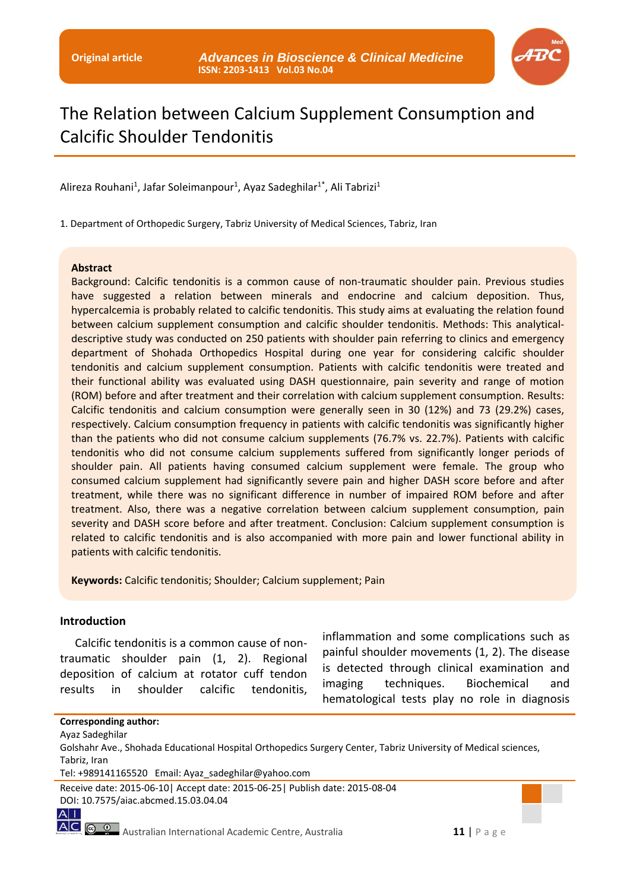Original article

# The Relation between Calcium Supplement Consumption and Calcific Shoulder Tendonitis

Alireza Rouhani[1], Jafar Soleimanpour[1], Ayaz Sadeghilar[1*], Ali Tabrizi[1]

1. Department of Orthopedic Surgery, Tabriz University of Medical Sciences, Tabriz, Iran

**Abstract**

Background: Calcific tendonitis is a common cause of non-traumatic shoulder pain. Previous studies have suggested a relation between minerals and endocrine and calcium deposition. Thus, hypercalcemia is probably related to calcific tendonitis. This study aims at evaluating the relation found between calcium supplement consumption and calcific shoulder tendonitis. Methods: This analytical-descriptive study was conducted on 250 patients with shoulder pain referring to clinics and emergency department of Shohada Orthopedics Hospital during one year for considering calcific shoulder tendonitis and calcium supplement consumption. Patients with calcific tendonitis were treated and their functional ability was evaluated using DASH questionnaire, pain severity and range of motion (ROM) before and after treatment and their correlation with calcium supplement consumption. Results: Calcific tendonitis and calcium consumption were generally seen in 30 (12%) and 73 (29.2%) cases, respectively. Calcium consumption frequency in patients with calcific tendonitis was significantly higher than the patients who did not consume calcium supplements (76.7% vs. 22.7%). Patients with calcific tendonitis who did not consume calcium supplements suffered from significantly longer periods of shoulder pain. All patients having consumed calcium supplement were female. The group who consumed calcium supplement had significantly severe pain and higher DASH score before and after treatment, while there was no significant difference in number of impaired ROM before and after treatment. Also, there was a negative correlation between calcium supplement consumption, pain severity and DASH score before and after treatment. Conclusion: Calcium supplement consumption is related to calcific tendonitis and is also accompanied with more pain and lower functional ability in patients with calcific tendonitis.

**Keywords:** Calcific tendonitis; Shoulder; Calcium supplement; Pain

## Introduction

Calcific tendonitis is a common cause of non-traumatic shoulder pain (1, 2). Regional deposition of calcium at rotator cuff tendon results in shoulder calcific tendonitis, inflammation and some complications such as painful shoulder movements (1, 2). The disease is detected through clinical examination and imaging techniques. Biochemical and hematological tests play no role in diagnosis

**Corresponding author:**
Ayaz Sadeghilar
Golshahr Ave., Shohada Educational Hospital Orthopedics Surgery Center, Tabriz University of Medical sciences, Tabriz, Iran
Tel: +989141165520 Email: Ayaz_sadeghilar@yahoo.com

Receive date: 2015-06-10| Accept date: 2015-06-25| Publish date: 2015-08-04
DOI: 10.7575/aiac.abcmed.15.03.04.04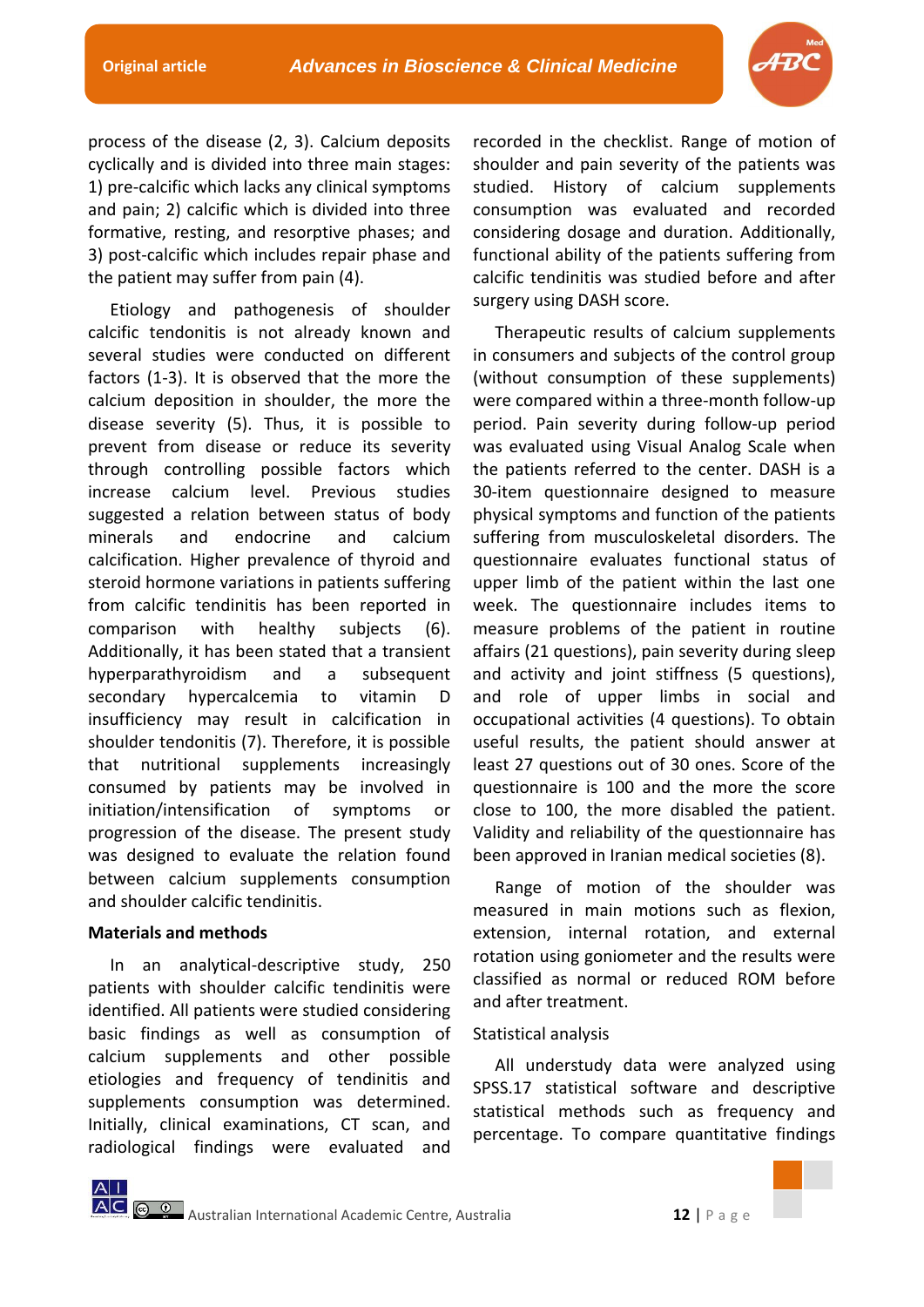process of the disease (2, 3). Calcium deposits cyclically and is divided into three main stages: 1) pre-calcific which lacks any clinical symptoms and pain; 2) calcific which is divided into three formative, resting, and resorptive phases; and 3) post-calcific which includes repair phase and the patient may suffer from pain (4).

Etiology and pathogenesis of shoulder calcific tendonitis is not already known and several studies were conducted on different factors (1-3). It is observed that the more the calcium deposition in shoulder, the more the disease severity (5). Thus, it is possible to prevent from disease or reduce its severity through controlling possible factors which increase calcium level. Previous studies suggested a relation between status of body minerals and endocrine and calcium calcification. Higher prevalence of thyroid and steroid hormone variations in patients suffering from calcific tendinitis has been reported in comparison with healthy subjects (6). Additionally, it has been stated that a transient hyperparathyroidism and a subsequent secondary hypercalcemia to vitamin D insufficiency may result in calcification in shoulder tendonitis (7). Therefore, it is possible that nutritional supplements increasingly consumed by patients may be involved in initiation/intensification of symptoms or progression of the disease. The present study was designed to evaluate the relation found between calcium supplements consumption and shoulder calcific tendinitis.

**Materials and methods**

In an analytical-descriptive study, 250 patients with shoulder calcific tendinitis were identified. All patients were studied considering basic findings as well as consumption of calcium supplements and other possible etiologies and frequency of tendinitis and supplements consumption was determined. Initially, clinical examinations, CT scan, and radiological findings were evaluated and recorded in the checklist. Range of motion of shoulder and pain severity of the patients was studied. History of calcium supplements consumption was evaluated and recorded considering dosage and duration. Additionally, functional ability of the patients suffering from calcific tendinitis was studied before and after surgery using DASH score.

Therapeutic results of calcium supplements in consumers and subjects of the control group (without consumption of these supplements) were compared within a three-month follow-up period. Pain severity during follow-up period was evaluated using Visual Analog Scale when the patients referred to the center. DASH is a 30-item questionnaire designed to measure physical symptoms and function of the patients suffering from musculoskeletal disorders. The questionnaire evaluates functional status of upper limb of the patient within the last one week. The questionnaire includes items to measure problems of the patient in routine affairs (21 questions), pain severity during sleep and activity and joint stiffness (5 questions), and role of upper limbs in social and occupational activities (4 questions). To obtain useful results, the patient should answer at least 27 questions out of 30 ones. Score of the questionnaire is 100 and the more the score close to 100, the more disabled the patient. Validity and reliability of the questionnaire has been approved in Iranian medical societies (8).

Range of motion of the shoulder was measured in main motions such as flexion, extension, internal rotation, and external rotation using goniometer and the results were classified as normal or reduced ROM before and after treatment.

Statistical analysis

All understudy data were analyzed using SPSS.17 statistical software and descriptive statistical methods such as frequency and percentage. To compare quantitative findings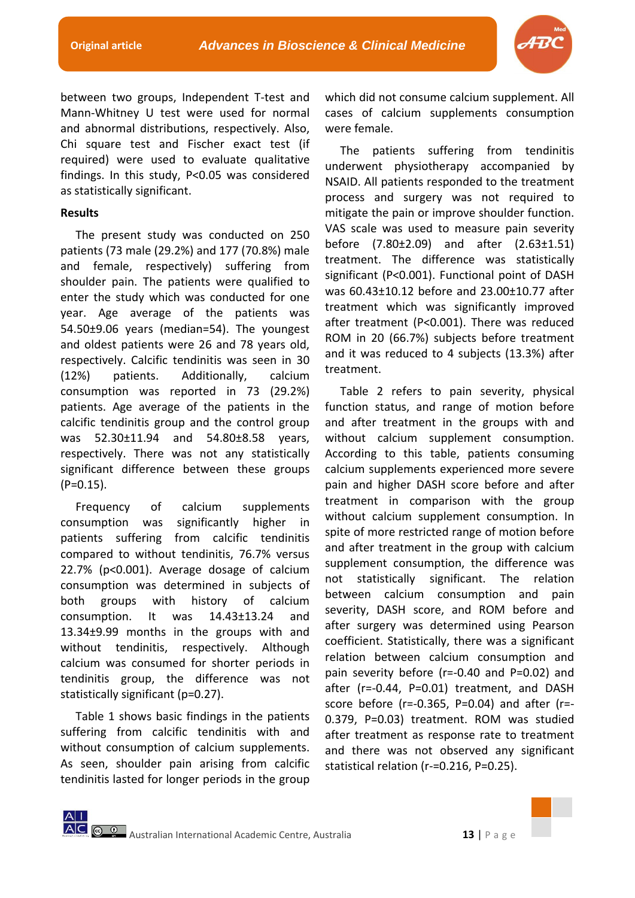between two groups, Independent T-test and Mann-Whitney U test were used for normal and abnormal distributions, respectively. Also, Chi square test and Fischer exact test (if required) were used to evaluate qualitative findings. In this study, P<0.05 was considered as statistically significant.

## Results

The present study was conducted on 250 patients (73 male (29.2%) and 177 (70.8%) male and female, respectively) suffering from shoulder pain. The patients were qualified to enter the study which was conducted for one year. Age average of the patients was 54.50±9.06 years (median=54). The youngest and oldest patients were 26 and 78 years old, respectively. Calcific tendinitis was seen in 30 (12%) patients. Additionally, calcium consumption was reported in 73 (29.2%) patients. Age average of the patients in the calcific tendinitis group and the control group was 52.30±11.94 and 54.80±8.58 years, respectively. There was not any statistically significant difference between these groups (P=0.15).

Frequency of calcium supplements consumption was significantly higher in patients suffering from calcific tendinitis compared to without tendinitis, 76.7% versus 22.7% (p<0.001). Average dosage of calcium consumption was determined in subjects of both groups with history of calcium consumption. It was 14.43±13.24 and 13.34±9.99 months in the groups with and without tendinitis, respectively. Although calcium was consumed for shorter periods in tendinitis group, the difference was not statistically significant (p=0.27).

Table 1 shows basic findings in the patients suffering from calcific tendinitis with and without consumption of calcium supplements. As seen, shoulder pain arising from calcific tendinitis lasted for longer periods in the group which did not consume calcium supplement. All cases of calcium supplements consumption were female.

The patients suffering from tendinitis underwent physiotherapy accompanied by NSAID. All patients responded to the treatment process and surgery was not required to mitigate the pain or improve shoulder function. VAS scale was used to measure pain severity before (7.80±2.09) and after (2.63±1.51) treatment. The difference was statistically significant (P<0.001). Functional point of DASH was 60.43±10.12 before and 23.00±10.77 after treatment which was significantly improved after treatment (P<0.001). There was reduced ROM in 20 (66.7%) subjects before treatment and it was reduced to 4 subjects (13.3%) after treatment.

Table 2 refers to pain severity, physical function status, and range of motion before and after treatment in the groups with and without calcium supplement consumption. According to this table, patients consuming calcium supplements experienced more severe pain and higher DASH score before and after treatment in comparison with the group without calcium supplement consumption. In spite of more restricted range of motion before and after treatment in the group with calcium supplement consumption, the difference was not statistically significant. The relation between calcium consumption and pain severity, DASH score, and ROM before and after surgery was determined using Pearson coefficient. Statistically, there was a significant relation between calcium consumption and pain severity before (r=-0.40 and P=0.02) and after (r=-0.44, P=0.01) treatment, and DASH score before (r=-0.365, P=0.04) and after (r=-0.379, P=0.03) treatment. ROM was studied after treatment as response rate to treatment and there was not observed any significant statistical relation (r-=0.216, P=0.25).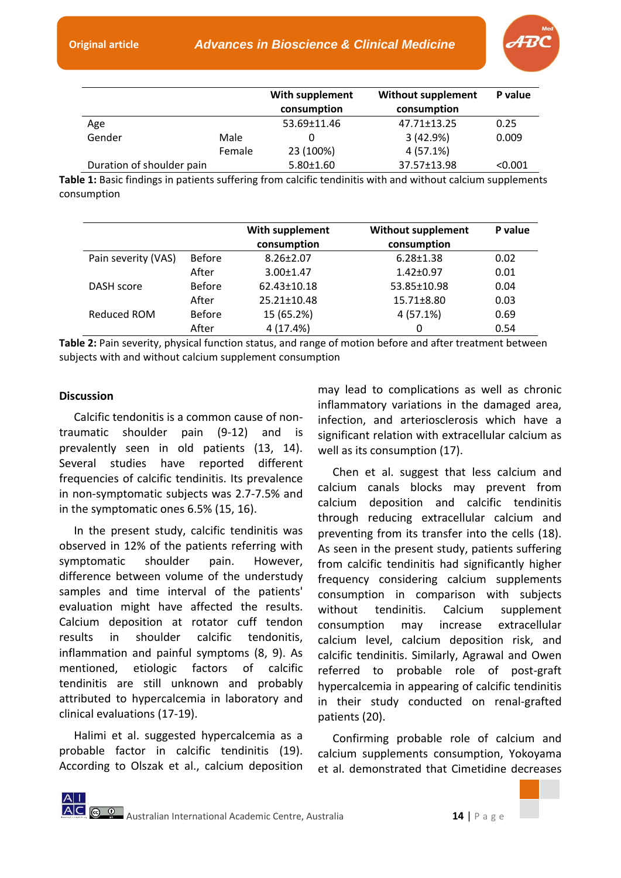| | | With supplement consumption | Without supplement consumption | P value |
|---|---|---|---|---|
| Age | | 53.69±11.46 | 47.71±13.25 | 0.25 |
| Gender | Male | 0 | 3 (42.9%) | 0.009 |
| | Female | 23 (100%) | 4 (57.1%) | |
| Duration of shoulder pain | | 5.80±1.60 | 37.57±13.98 | <0.001 |

**Table 1:** Basic findings in patients suffering from calcific tendinitis with and without calcium supplements consumption

| | | With supplement consumption | Without supplement consumption | P value |
|---|---|---|---|---|
| Pain severity (VAS) | Before | 8.26±2.07 | 6.28±1.38 | 0.02 |
| | After | 3.00±1.47 | 1.42±0.97 | 0.01 |
| DASH score | Before | 62.43±10.18 | 53.85±10.98 | 0.04 |
| | After | 25.21±10.48 | 15.71±8.80 | 0.03 |
| Reduced ROM | Before | 15 (65.2%) | 4 (57.1%) | 0.69 |
| | After | 4 (17.4%) | 0 | 0.54 |

**Table 2:** Pain severity, physical function status, and range of motion before and after treatment between subjects with and without calcium supplement consumption

**Discussion**

Calcific tendonitis is a common cause of non-traumatic shoulder pain (9-12) and is prevalently seen in old patients (13, 14). Several studies have reported different frequencies of calcific tendinitis. Its prevalence in non-symptomatic subjects was 2.7-7.5% and in the symptomatic ones 6.5% (15, 16).

In the present study, calcific tendinitis was observed in 12% of the patients referring with symptomatic shoulder pain. However, difference between volume of the understudy samples and time interval of the patients' evaluation might have affected the results. Calcium deposition at rotator cuff tendon results in shoulder calcific tendonitis, inflammation and painful symptoms (8, 9). As mentioned, etiologic factors of calcific tendinitis are still unknown and probably attributed to hypercalcemia in laboratory and clinical evaluations (17-19).

Halimi et al. suggested hypercalcemia as a probable factor in calcific tendinitis (19). According to Olszak et al., calcium deposition may lead to complications as well as chronic inflammatory variations in the damaged area, infection, and arteriosclerosis which have a significant relation with extracellular calcium as well as its consumption (17).

Chen et al. suggest that less calcium and calcium canals blocks may prevent from calcium deposition and calcific tendinitis through reducing extracellular calcium and preventing from its transfer into the cells (18). As seen in the present study, patients suffering from calcific tendinitis had significantly higher frequency considering calcium supplements consumption in comparison with subjects without tendinitis. Calcium supplement consumption may increase extracellular calcium level, calcium deposition risk, and calcific tendinitis. Similarly, Agrawal and Owen referred to probable role of post-graft hypercalcemia in appearing of calcific tendinitis in their study conducted on renal-grafted patients (20).

Confirming probable role of calcium and calcium supplements consumption, Yokoyama et al. demonstrated that Cimetidine decreases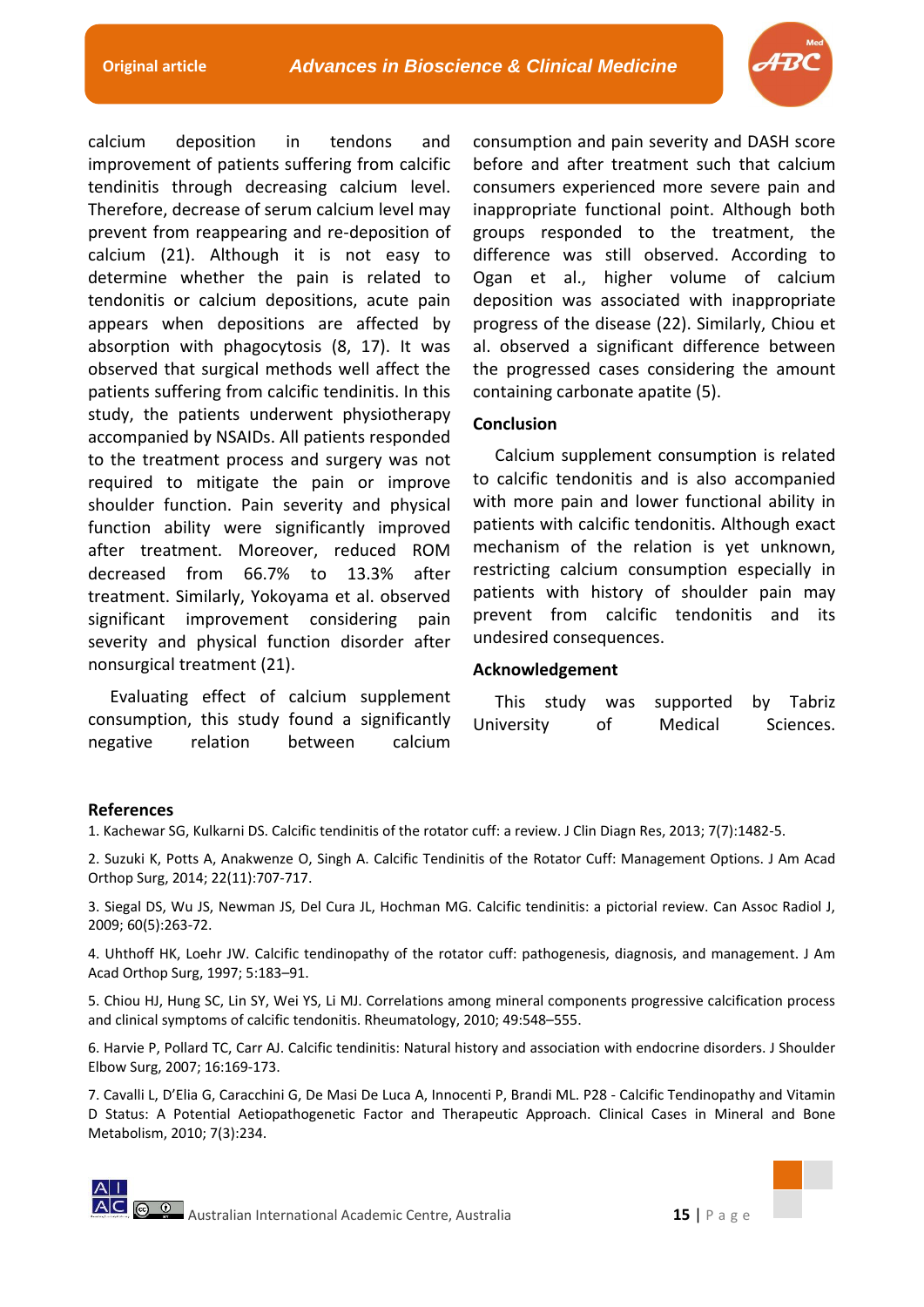calcium deposition in tendons and improvement of patients suffering from calcific tendinitis through decreasing calcium level. Therefore, decrease of serum calcium level may prevent from reappearing and re-deposition of calcium (21). Although it is not easy to determine whether the pain is related to tendonitis or calcium depositions, acute pain appears when depositions are affected by absorption with phagocytosis (8, 17). It was observed that surgical methods well affect the patients suffering from calcific tendinitis. In this study, the patients underwent physiotherapy accompanied by NSAIDs. All patients responded to the treatment process and surgery was not required to mitigate the pain or improve shoulder function. Pain severity and physical function ability were significantly improved after treatment. Moreover, reduced ROM decreased from 66.7% to 13.3% after treatment. Similarly, Yokoyama et al. observed significant improvement considering pain severity and physical function disorder after nonsurgical treatment (21).

Evaluating effect of calcium supplement consumption, this study found a significantly negative relation between calcium consumption and pain severity and DASH score before and after treatment such that calcium consumers experienced more severe pain and inappropriate functional point. Although both groups responded to the treatment, the difference was still observed. According to Ogan et al., higher volume of calcium deposition was associated with inappropriate progress of the disease (22). Similarly, Chiou et al. observed a significant difference between the progressed cases considering the amount containing carbonate apatite (5).

## Conclusion

Calcium supplement consumption is related to calcific tendonitis and is also accompanied with more pain and lower functional ability in patients with calcific tendonitis. Although exact mechanism of the relation is yet unknown, restricting calcium consumption especially in patients with history of shoulder pain may prevent from calcific tendonitis and its undesired consequences.

## Acknowledgement

This study was supported by Tabriz University of Medical Sciences.

## References

1. Kachewar SG, Kulkarni DS. Calcific tendinitis of the rotator cuff: a review. J Clin Diagn Res, 2013; 7(7):1482-5.

2. Suzuki K, Potts A, Anakwenze O, Singh A. Calcific Tendinitis of the Rotator Cuff: Management Options. J Am Acad Orthop Surg, 2014; 22(11):707-717.

3. Siegal DS, Wu JS, Newman JS, Del Cura JL, Hochman MG. Calcific tendinitis: a pictorial review. Can Assoc Radiol J, 2009; 60(5):263-72.

4. Uhthoff HK, Loehr JW. Calcific tendinopathy of the rotator cuff: pathogenesis, diagnosis, and management. J Am Acad Orthop Surg, 1997; 5:183–91.

5. Chiou HJ, Hung SC, Lin SY, Wei YS, Li MJ. Correlations among mineral components progressive calcification process and clinical symptoms of calcific tendonitis. Rheumatology, 2010; 49:548–555.

6. Harvie P, Pollard TC, Carr AJ. Calcific tendinitis: Natural history and association with endocrine disorders. J Shoulder Elbow Surg, 2007; 16:169-173.

7. Cavalli L, D'Elia G, Caracchini G, De Masi De Luca A, Innocenti P, Brandi ML. P28 - Calcific Tendinopathy and Vitamin D Status: A Potential Aetiopathogenetic Factor and Therapeutic Approach. Clinical Cases in Mineral and Bone Metabolism, 2010; 7(3):234.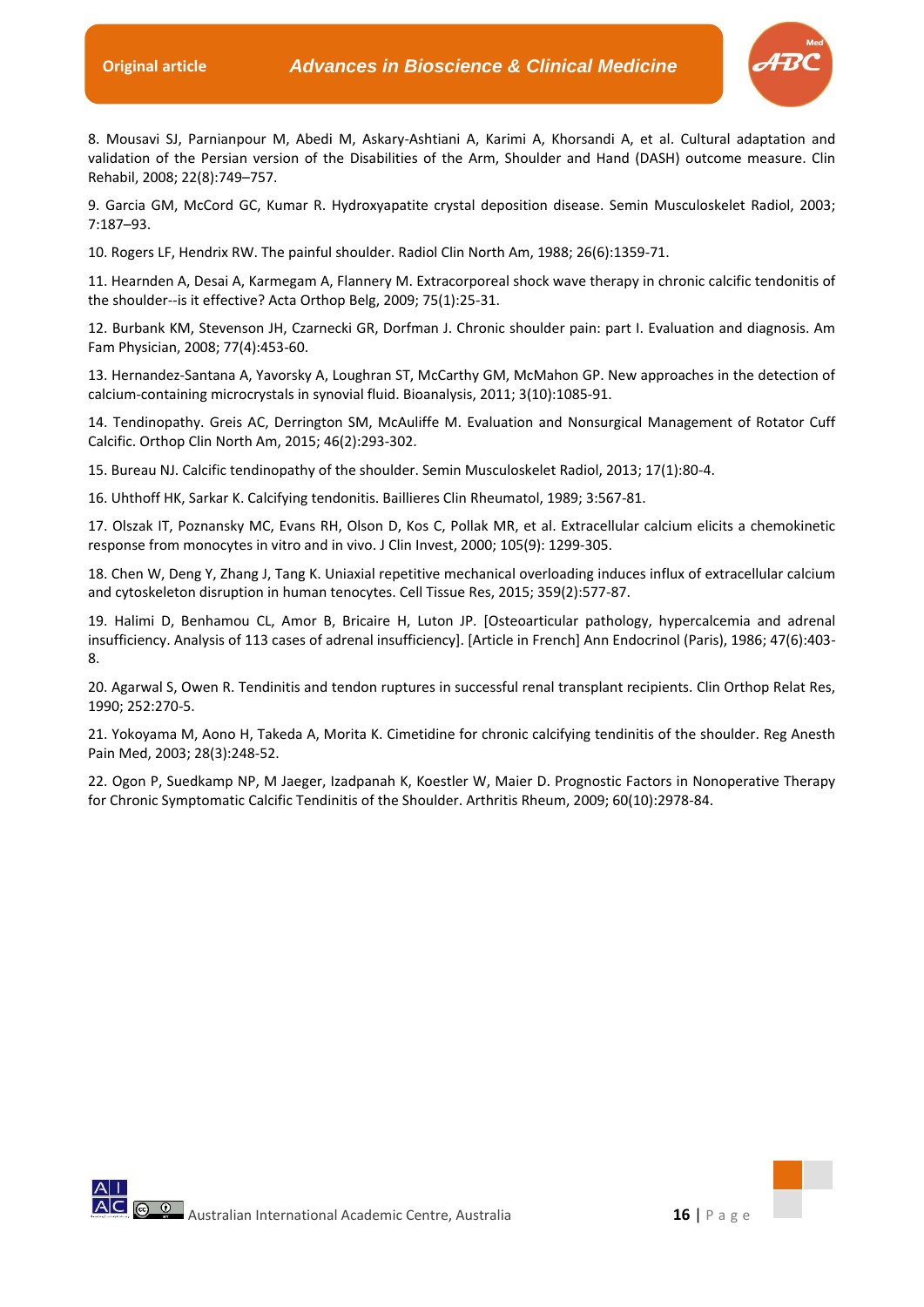8. Mousavi SJ, Parnianpour M, Abedi M, Askary-Ashtiani A, Karimi A, Khorsandi A, et al. Cultural adaptation and validation of the Persian version of the Disabilities of the Arm, Shoulder and Hand (DASH) outcome measure. Clin Rehabil, 2008; 22(8):749–757.

9. Garcia GM, McCord GC, Kumar R. Hydroxyapatite crystal deposition disease. Semin Musculoskelet Radiol, 2003; 7:187–93.

10. Rogers LF, Hendrix RW. The painful shoulder. Radiol Clin North Am, 1988; 26(6):1359-71.

11. Hearnden A, Desai A, Karmegam A, Flannery M. Extracorporeal shock wave therapy in chronic calcific tendonitis of the shoulder--is it effective? Acta Orthop Belg, 2009; 75(1):25-31.

12. Burbank KM, Stevenson JH, Czarnecki GR, Dorfman J. Chronic shoulder pain: part I. Evaluation and diagnosis. Am Fam Physician, 2008; 77(4):453-60.

13. Hernandez-Santana A, Yavorsky A, Loughran ST, McCarthy GM, McMahon GP. New approaches in the detection of calcium-containing microcrystals in synovial fluid. Bioanalysis, 2011; 3(10):1085-91.

14. Tendinopathy. Greis AC, Derrington SM, McAuliffe M. Evaluation and Nonsurgical Management of Rotator Cuff Calcific. Orthop Clin North Am, 2015; 46(2):293-302.

15. Bureau NJ. Calcific tendinopathy of the shoulder. Semin Musculoskelet Radiol, 2013; 17(1):80-4.

16. Uhthoff HK, Sarkar K. Calcifying tendonitis. Baillieres Clin Rheumatol, 1989; 3:567-81.

17. Olszak IT, Poznansky MC, Evans RH, Olson D, Kos C, Pollak MR, et al. Extracellular calcium elicits a chemokinetic response from monocytes in vitro and in vivo. J Clin Invest, 2000; 105(9): 1299-305.

18. Chen W, Deng Y, Zhang J, Tang K. Uniaxial repetitive mechanical overloading induces influx of extracellular calcium and cytoskeleton disruption in human tenocytes. Cell Tissue Res, 2015; 359(2):577-87.

19. Halimi D, Benhamou CL, Amor B, Bricaire H, Luton JP. [Osteoarticular pathology, hypercalcemia and adrenal insufficiency. Analysis of 113 cases of adrenal insufficiency]. [Article in French] Ann Endocrinol (Paris), 1986; 47(6):403-8.

20. Agarwal S, Owen R. Tendinitis and tendon ruptures in successful renal transplant recipients. Clin Orthop Relat Res, 1990; 252:270-5.

21. Yokoyama M, Aono H, Takeda A, Morita K. Cimetidine for chronic calcifying tendinitis of the shoulder. Reg Anesth Pain Med, 2003; 28(3):248-52.

22. Ogon P, Suedkamp NP, M Jaeger, Izadpanah K, Koestler W, Maier D. Prognostic Factors in Nonoperative Therapy for Chronic Symptomatic Calcific Tendinitis of the Shoulder. Arthritis Rheum, 2009; 60(10):2978-84.